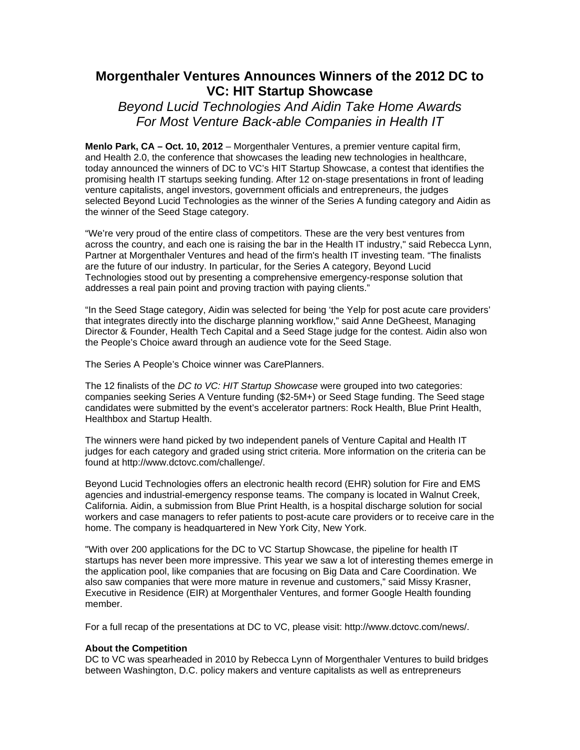# Morgenthaler Ventures Announces Winners of the 2012 DC to VC: HIT Startup Showcase

*Beyond Lucid Technologies And Aidin Take Home Awards For Most Venture Back-able Companies in Health IT*

**Menlo Park, CA – Oct. 10, 2012** – Morgenthaler Ventures, a premier venture capital firm, and Health 2.0, the conference that showcases the leading new technologies in healthcare, today announced the winners of DC to VC's HIT Startup Showcase, a contest that identifies the promising health IT startups seeking funding. After 12 on-stage presentations in front of leading venture capitalists, angel investors, government officials and entrepreneurs, the judges selected Beyond Lucid Technologies as the winner of the Series A funding category and Aidin as the winner of the Seed Stage category.

"We're very proud of the entire class of competitors. These are the very best ventures from across the country, and each one is raising the bar in the Health IT industry," said Rebecca Lynn, Partner at Morgenthaler Ventures and head of the firm's health IT investing team. "The finalists are the future of our industry. In particular, for the Series A category, Beyond Lucid Technologies stood out by presenting a comprehensive emergency-response solution that addresses a real pain point and proving traction with paying clients."

"In the Seed Stage category, Aidin was selected for being 'the Yelp for post acute care providers' that integrates directly into the discharge planning workflow," said Anne DeGheest, Managing Director & Founder, Health Tech Capital and a Seed Stage judge for the contest. Aidin also won the People's Choice award through an audience vote for the Seed Stage.

The Series A People's Choice winner was CarePlanners.

The 12 finalists of the *DC to VC: HIT Startup Showcase* were grouped into two categories: companies seeking Series A Venture funding ($2-5M+) or Seed Stage funding. The Seed stage candidates were submitted by the event's accelerator partners: Rock Health, Blue Print Health, Healthbox and Startup Health.

The winners were hand picked by two independent panels of Venture Capital and Health IT judges for each category and graded using strict criteria. More information on the criteria can be found at http://www.dctovc.com/challenge/.

Beyond Lucid Technologies offers an electronic health record (EHR) solution for Fire and EMS agencies and industrial-emergency response teams. The company is located in Walnut Creek, California. Aidin, a submission from Blue Print Health, is a hospital discharge solution for social workers and case managers to refer patients to post-acute care providers or to receive care in the home. The company is headquartered in New York City, New York.

"With over 200 applications for the DC to VC Startup Showcase, the pipeline for health IT startups has never been more impressive. This year we saw a lot of interesting themes emerge in the application pool, like companies that are focusing on Big Data and Care Coordination. We also saw companies that were more mature in revenue and customers," said Missy Krasner, Executive in Residence (EIR) at Morgenthaler Ventures, and former Google Health founding member.

For a full recap of the presentations at DC to VC, please visit: http://www.dctovc.com/news/.

**About the Competition**

DC to VC was spearheaded in 2010 by Rebecca Lynn of Morgenthaler Ventures to build bridges between Washington, D.C. policy makers and venture capitalists as well as entrepreneurs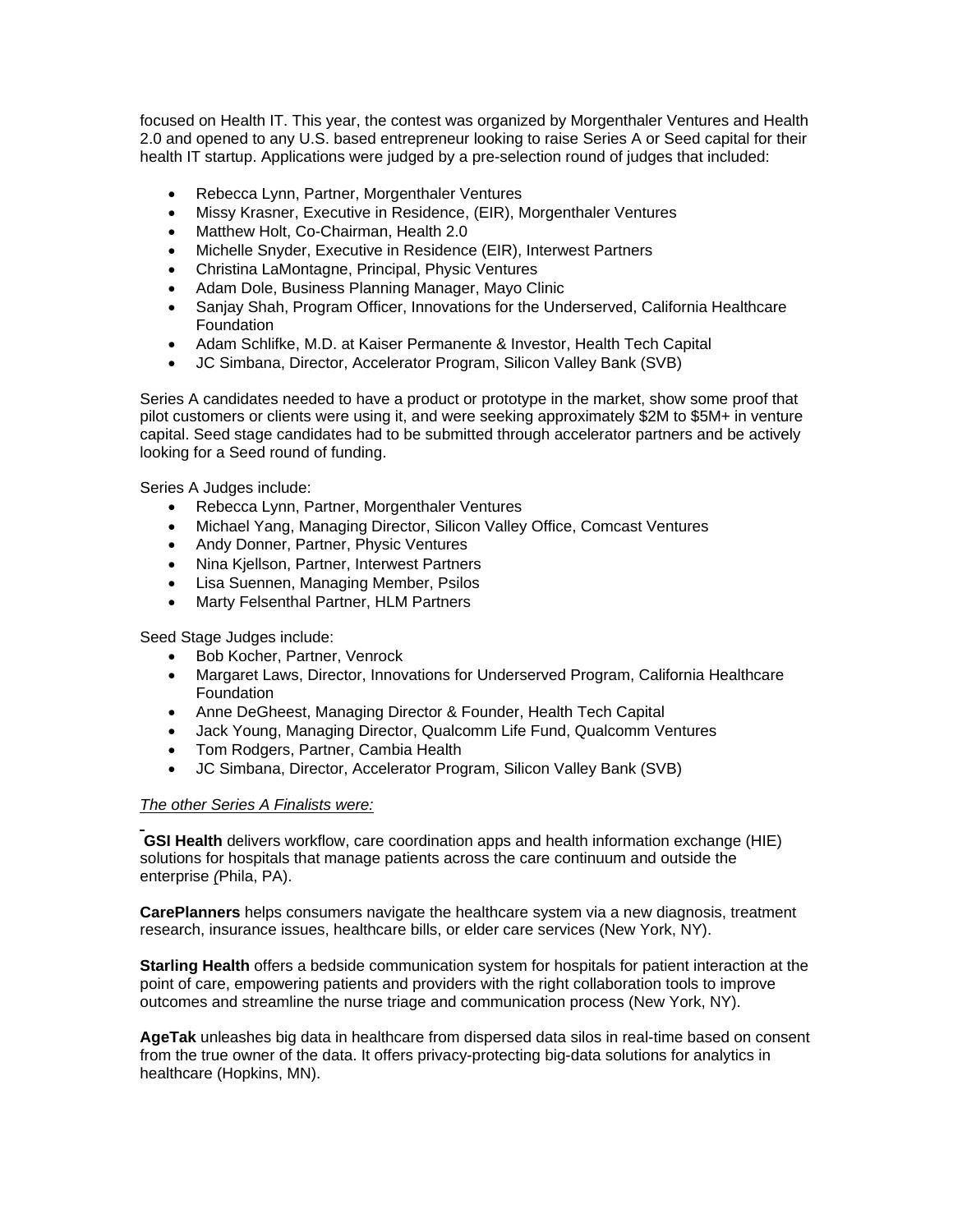focused on Health IT. This year, the contest was organized by Morgenthaler Ventures and Health 2.0 and opened to any U.S. based entrepreneur looking to raise Series A or Seed capital for their health IT startup. Applications were judged by a pre-selection round of judges that included:

- Rebecca Lynn, Partner, Morgenthaler Ventures
- Missy Krasner, Executive in Residence, (EIR), Morgenthaler Ventures
- Matthew Holt, Co-Chairman, Health 2.0
- Michelle Snyder, Executive in Residence (EIR), Interwest Partners
- Christina LaMontagne, Principal, Physic Ventures
- Adam Dole, Business Planning Manager, Mayo Clinic
- Sanjay Shah, Program Officer, Innovations for the Underserved, California Healthcare Foundation
- Adam Schlifke, M.D. at Kaiser Permanente & Investor, Health Tech Capital
- JC Simbana, Director, Accelerator Program, Silicon Valley Bank (SVB)

Series A candidates needed to have a product or prototype in the market, show some proof that pilot customers or clients were using it, and were seeking approximately $2M to $5M+ in venture capital. Seed stage candidates had to be submitted through accelerator partners and be actively looking for a Seed round of funding.

Series A Judges include:

- Rebecca Lynn, Partner, Morgenthaler Ventures
- Michael Yang, Managing Director, Silicon Valley Office, Comcast Ventures
- Andy Donner, Partner, Physic Ventures
- Nina Kjellson, Partner, Interwest Partners
- Lisa Suennen, Managing Member, Psilos
- Marty Felsenthal Partner, HLM Partners

Seed Stage Judges include:

- Bob Kocher, Partner, Venrock
- Margaret Laws, Director, Innovations for Underserved Program, California Healthcare Foundation
- Anne DeGheest, Managing Director & Founder, Health Tech Capital
- Jack Young, Managing Director, Qualcomm Life Fund, Qualcomm Ventures
- Tom Rodgers, Partner, Cambia Health
- JC Simbana, Director, Accelerator Program, Silicon Valley Bank (SVB)

*The other Series A Finalists were:*

**GSI Health** delivers workflow, care coordination apps and health information exchange (HIE) solutions for hospitals that manage patients across the care continuum and outside the enterprise (Phila, PA).

**CarePlanners** helps consumers navigate the healthcare system via a new diagnosis, treatment research, insurance issues, healthcare bills, or elder care services (New York, NY).

**Starling Health** offers a bedside communication system for hospitals for patient interaction at the point of care, empowering patients and providers with the right collaboration tools to improve outcomes and streamline the nurse triage and communication process (New York, NY).

**AgeTak** unleashes big data in healthcare from dispersed data silos in real-time based on consent from the true owner of the data. It offers privacy-protecting big-data solutions for analytics in healthcare (Hopkins, MN).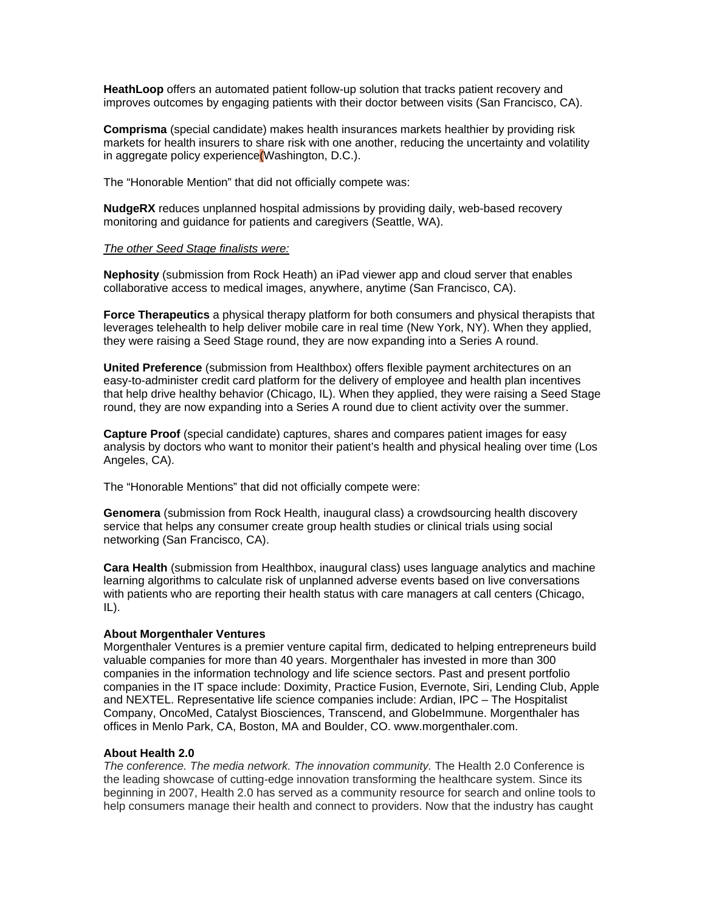**HeathLoop** offers an automated patient follow-up solution that tracks patient recovery and improves outcomes by engaging patients with their doctor between visits (San Francisco, CA).

**Comprisma** (special candidate) makes health insurances markets healthier by providing risk markets for health insurers to share risk with one another, reducing the uncertainty and volatility in aggregate policy experience(Washington, D.C.).

The "Honorable Mention" that did not officially compete was:

**NudgeRX** reduces unplanned hospital admissions by providing daily, web-based recovery monitoring and guidance for patients and caregivers (Seattle, WA).

_The other Seed Stage finalists were:_

**Nephosity** (submission from Rock Heath) an iPad viewer app and cloud server that enables collaborative access to medical images, anywhere, anytime (San Francisco, CA).

**Force Therapeutics** a physical therapy platform for both consumers and physical therapists that leverages telehealth to help deliver mobile care in real time (New York, NY). When they applied, they were raising a Seed Stage round, they are now expanding into a Series A round.

**United Preference** (submission from Healthbox) offers flexible payment architectures on an easy-to-administer credit card platform for the delivery of employee and health plan incentives that help drive healthy behavior (Chicago, IL). When they applied, they were raising a Seed Stage round, they are now expanding into a Series A round due to client activity over the summer.

**Capture Proof** (special candidate) captures, shares and compares patient images for easy analysis by doctors who want to monitor their patient's health and physical healing over time (Los Angeles, CA).

The "Honorable Mentions" that did not officially compete were:

**Genomera** (submission from Rock Health, inaugural class) a crowdsourcing health discovery service that helps any consumer create group health studies or clinical trials using social networking (San Francisco, CA).

**Cara Health** (submission from Healthbox, inaugural class) uses language analytics and machine learning algorithms to calculate risk of unplanned adverse events based on live conversations with patients who are reporting their health status with care managers at call centers (Chicago, IL).

**About Morgenthaler Ventures**
Morgenthaler Ventures is a premier venture capital firm, dedicated to helping entrepreneurs build valuable companies for more than 40 years. Morgenthaler has invested in more than 300 companies in the information technology and life science sectors. Past and present portfolio companies in the IT space include: Doximity, Practice Fusion, Evernote, Siri, Lending Club, Apple and NEXTEL. Representative life science companies include: Ardian, IPC – The Hospitalist Company, OncoMed, Catalyst Biosciences, Transcend, and GlobeImmune. Morgenthaler has offices in Menlo Park, CA, Boston, MA and Boulder, CO. www.morgenthaler.com.

**About Health 2.0**
*The conference. The media network. The innovation community.* The Health 2.0 Conference is the leading showcase of cutting-edge innovation transforming the healthcare system. Since its beginning in 2007, Health 2.0 has served as a community resource for search and online tools to help consumers manage their health and connect to providers. Now that the industry has caught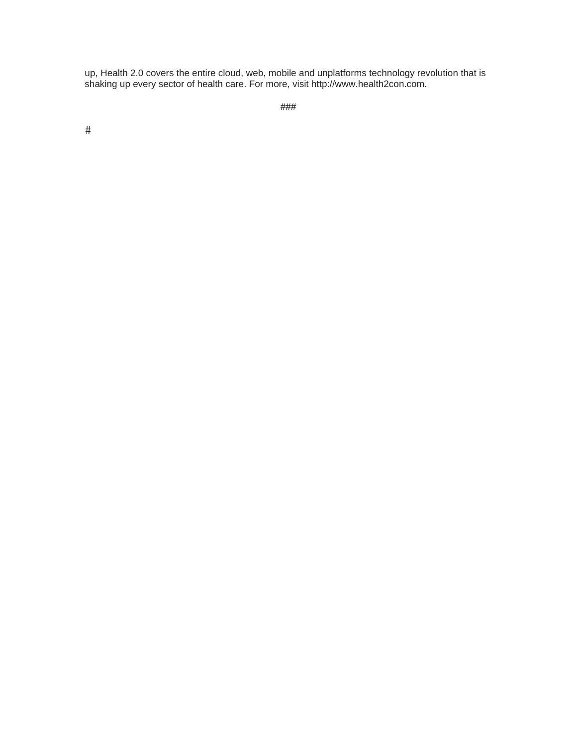up, Health 2.0 covers the entire cloud, web, mobile and unplatforms technology revolution that is shaking up every sector of health care. For more, visit http://www.health2con.com.

###

#